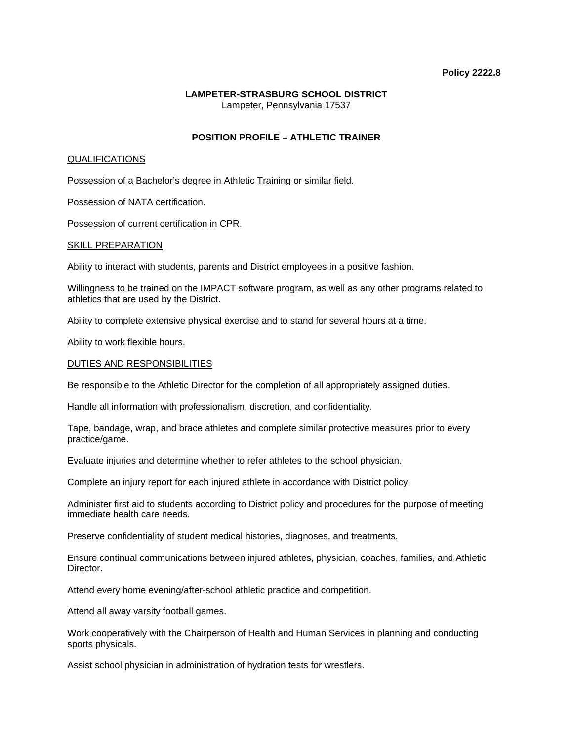**Policy 2222.8**

**LAMPETER-STRASBURG SCHOOL DISTRICT**
Lampeter, Pennsylvania 17537

# POSITION PROFILE – ATHLETIC TRAINER

## QUALIFICATIONS

Possession of a Bachelor's degree in Athletic Training or similar field.

Possession of NATA certification.

Possession of current certification in CPR.

## SKILL PREPARATION

Ability to interact with students, parents and District employees in a positive fashion.

Willingness to be trained on the IMPACT software program, as well as any other programs related to athletics that are used by the District.

Ability to complete extensive physical exercise and to stand for several hours at a time.

Ability to work flexible hours.

## DUTIES AND RESPONSIBILITIES

Be responsible to the Athletic Director for the completion of all appropriately assigned duties.

Handle all information with professionalism, discretion, and confidentiality.

Tape, bandage, wrap, and brace athletes and complete similar protective measures prior to every practice/game.

Evaluate injuries and determine whether to refer athletes to the school physician.

Complete an injury report for each injured athlete in accordance with District policy.

Administer first aid to students according to District policy and procedures for the purpose of meeting immediate health care needs.

Preserve confidentiality of student medical histories, diagnoses, and treatments.

Ensure continual communications between injured athletes, physician, coaches, families, and Athletic Director.

Attend every home evening/after-school athletic practice and competition.

Attend all away varsity football games.

Work cooperatively with the Chairperson of Health and Human Services in planning and conducting sports physicals.

Assist school physician in administration of hydration tests for wrestlers.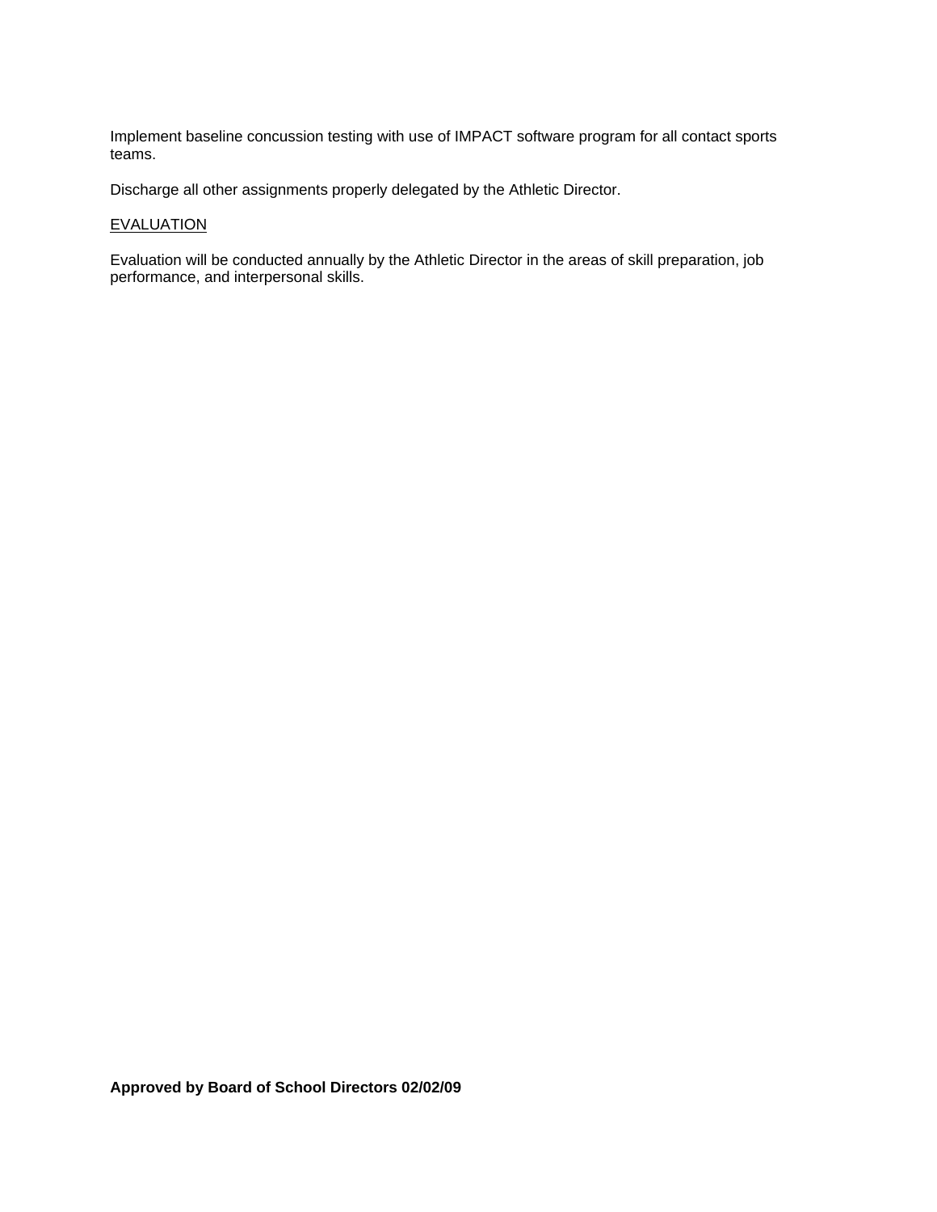Implement baseline concussion testing with use of IMPACT software program for all contact sports teams.

Discharge all other assignments properly delegated by the Athletic Director.

<u>EVALUATION</u>

Evaluation will be conducted annually by the Athletic Director in the areas of skill preparation, job performance, and interpersonal skills.

**Approved by Board of School Directors 02/02/09**